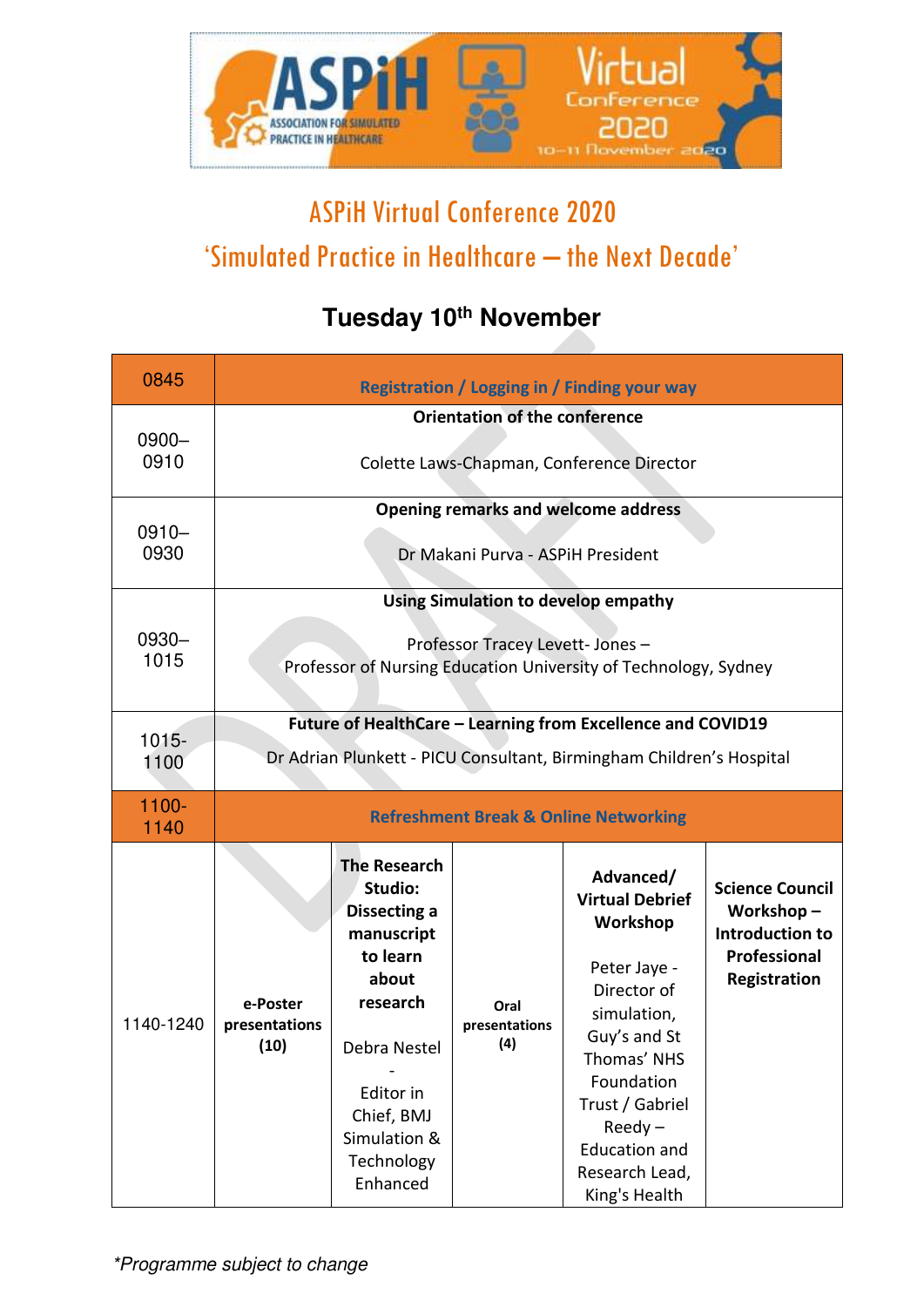# ASPiH Virtual Conference 2020

## 'Simulated Practice in Healthcare – the Next Decade'

### Tuesday 10th November

| | | | | | |
|---|---|---|---|---|---|
| 0845 | **Registration / Logging in / Finding your way** | | | | |
| 0900–0910 | **Orientation of the conference** Colette Laws-Chapman, Conference Director | | | | |
| 0910–0930 | **Opening remarks and welcome address** Dr Makani Purva - ASPiH President | | | | |
| 0930–1015 | **Using Simulation to develop empathy** Professor Tracey Levett- Jones – Professor of Nursing Education University of Technology, Sydney | | | | |
| 1015-1100 | **Future of HealthCare – Learning from Excellence and COVID19** Dr Adrian Plunkett - PICU Consultant, Birmingham Children's Hospital | | | | |
| 1100-1140 | **Refreshment Break & Online Networking** | | | | |
| 1140-1240 | **e-Poster presentations (10)** | **The Research Studio: Dissecting a manuscript to learn about research** Debra Nestel - Editor in Chief, BMJ Simulation & Technology Enhanced | **Oral presentations (4)** | **Advanced/ Virtual Debrief Workshop** Peter Jaye - Director of simulation, Guy's and St Thomas' NHS Foundation Trust / Gabriel Reedy – Education and Research Lead, King's Health | **Science Council Workshop – Introduction to Professional Registration** |

*Programme subject to change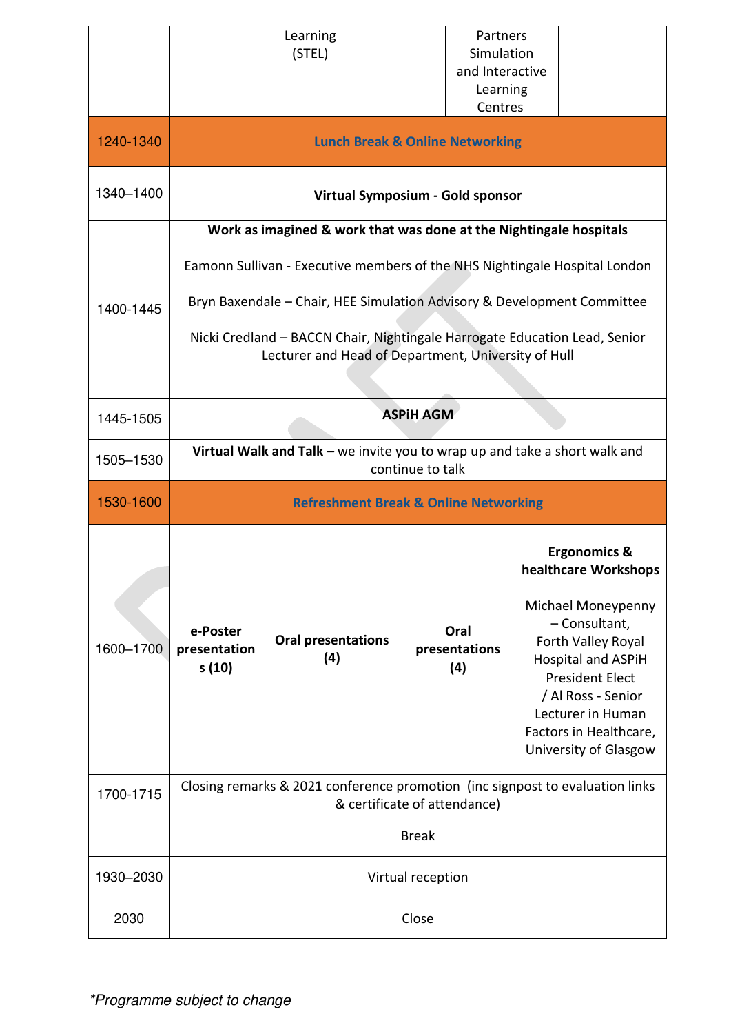| | | | | | |
|---|---|---|---|---|---|
| | | Learning (STEL) | | Partners Simulation and Interactive Learning Centres | |
| 1240-1340 | **Lunch Break & Online Networking** | | | | |
| 1340–1400 | **Virtual Symposium - Gold sponsor** | | | | |
| 1400-1445 | **Work as imagined & work that was done at the Nightingale hospitals**<br><br>Eamonn Sullivan - Executive members of the NHS Nightingale Hospital London<br><br>Bryn Baxendale – Chair, HEE Simulation Advisory & Development Committee<br><br>Nicki Credland – BACCN Chair, Nightingale Harrogate Education Lead, Senior Lecturer and Head of Department, University of Hull | | | | |
| 1445-1505 | **ASPiH AGM** | | | | |
| 1505–1530 | **Virtual Walk and Talk –** we invite you to wrap up and take a short walk and continue to talk | | | | |
| 1530-1600 | **Refreshment Break & Online Networking** | | | | |
| 1600–1700 | **e-Poster presentations (10)** | **Oral presentations (4)** | | **Oral presentations (4)** | **Ergonomics & healthcare Workshops**<br><br>Michael Moneypenny – Consultant, Forth Valley Royal Hospital and ASPiH President Elect / Al Ross - Senior Lecturer in Human Factors in Healthcare, University of Glasgow |
| 1700-1715 | Closing remarks & 2021 conference promotion (inc signpost to evaluation links & certificate of attendance) | | | | |
| | Break | | | | |
| 1930–2030 | Virtual reception | | | | |
| 2030 | Close | | | | |

*\*Programme subject to change*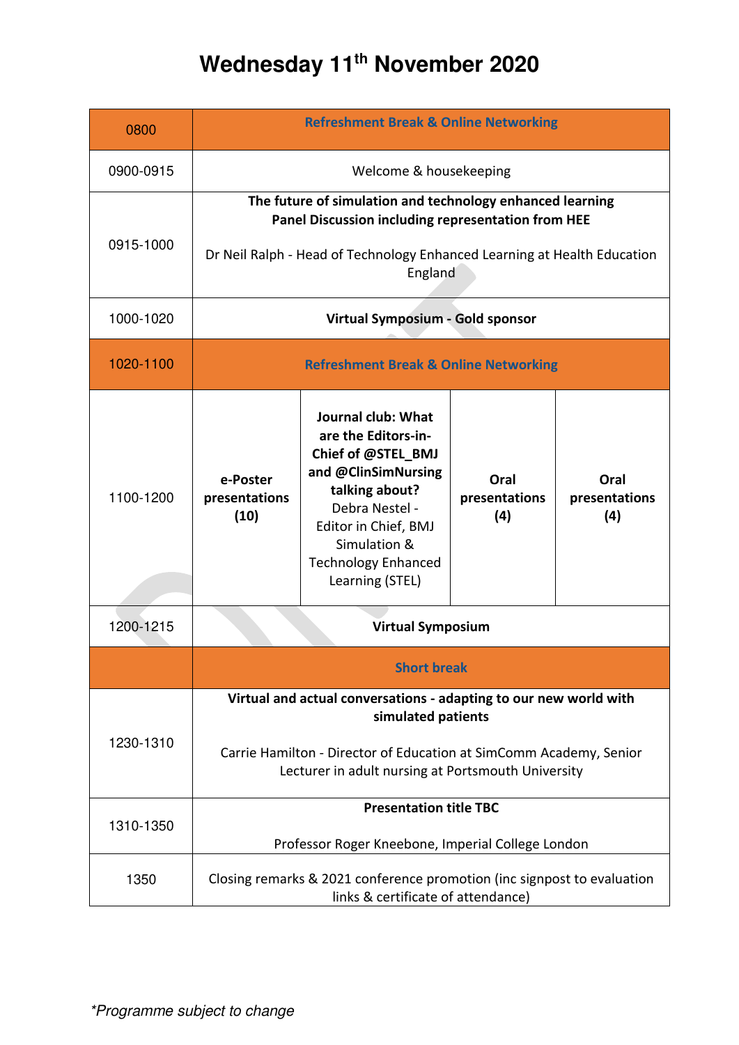# Wednesday 11th November 2020

| | | | | |
|---|---|---|---|---|
| 0800 | **Refreshment Break & Online Networking** | | | |
| 0900-0915 | Welcome & housekeeping | | | |
| 0915-1000 | **The future of simulation and technology enhanced learning Panel Discussion including representation from HEE**<br><br>Dr Neil Ralph - Head of Technology Enhanced Learning at Health Education England | | | |
| 1000-1020 | **Virtual Symposium - Gold sponsor** | | | |
| 1020-1100 | **Refreshment Break & Online Networking** | | | |
| 1100-1200 | **e-Poster presentations (10)** | **Journal club: What are the Editors-in-Chief of @STEL_BMJ and @ClinSimNursing talking about?** Debra Nestel - Editor in Chief, BMJ Simulation & Technology Enhanced Learning (STEL) | **Oral presentations (4)** | **Oral presentations (4)** |
| 1200-1215 | **Virtual Symposium** | | | |
| | **Short break** | | | |
| 1230-1310 | **Virtual and actual conversations - adapting to our new world with simulated patients**<br><br>Carrie Hamilton - Director of Education at SimComm Academy, Senior Lecturer in adult nursing at Portsmouth University | | | |
| 1310-1350 | **Presentation title TBC**<br><br>Professor Roger Kneebone, Imperial College London | | | |
| 1350 | Closing remarks & 2021 conference promotion (inc signpost to evaluation links & certificate of attendance) | | | |

*Programme subject to change